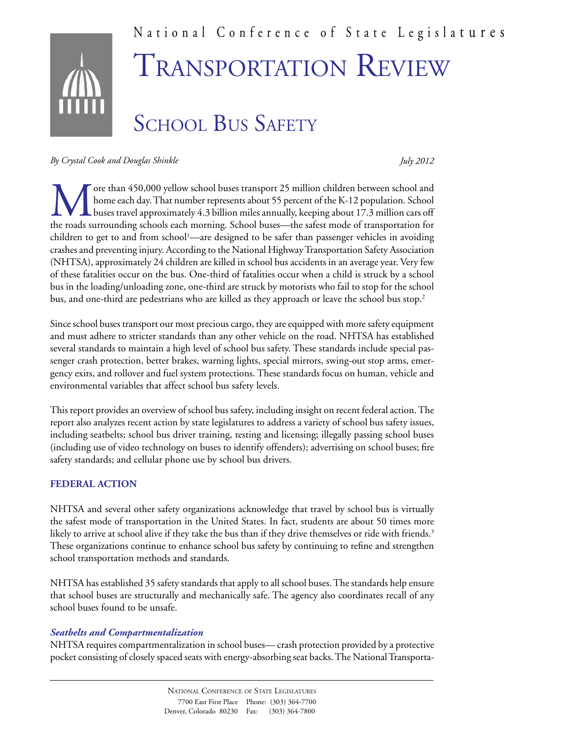National Conference of State Legislatures

# Transportation Review

## School Bus Safety

*By Crystal Cook and Douglas Shinkle* *July 2012*

More than 450,000 yellow school buses transport 25 million children between school and home each day. That number represents about 55 percent of the K-12 population. School buses travel approximately 4.3 billion miles annually, keeping about 17.3 million cars off the roads surrounding schools each morning. School buses—the safest mode of transportation for children to get to and from school[1]—are designed to be safer than passenger vehicles in avoiding crashes and preventing injury. According to the National Highway Transportation Safety Association (NHTSA), approximately 24 children are killed in school bus accidents in an average year. Very few of these fatalities occur on the bus. One-third of fatalities occur when a child is struck by a school bus in the loading/unloading zone, one-third are struck by motorists who fail to stop for the school bus, and one-third are pedestrians who are killed as they approach or leave the school bus stop.[2]

Since school buses transport our most precious cargo, they are equipped with more safety equipment and must adhere to stricter standards than any other vehicle on the road. NHTSA has established several standards to maintain a high level of school bus safety. These standards include special passenger crash protection, better brakes, warning lights, special mirrors, swing-out stop arms, emergency exits, and rollover and fuel system protections. These standards focus on human, vehicle and environmental variables that affect school bus safety levels.

This report provides an overview of school bus safety, including insight on recent federal action. The report also analyzes recent action by state legislatures to address a variety of school bus safety issues, including seatbelts; school bus driver training, testing and licensing; illegally passing school buses (including use of video technology on buses to identify offenders); advertising on school buses; fire safety standards; and cellular phone use by school bus drivers.

### FEDERAL ACTION

NHTSA and several other safety organizations acknowledge that travel by school bus is virtually the safest mode of transportation in the United States. In fact, students are about 50 times more likely to arrive at school alive if they take the bus than if they drive themselves or ride with friends.[3] These organizations continue to enhance school bus safety by continuing to refine and strengthen school transportation methods and standards.

NHTSA has established 35 safety standards that apply to all school buses. The standards help ensure that school buses are structurally and mechanically safe. The agency also coordinates recall of any school buses found to be unsafe.

#### *Seatbelts and Compartmentalization*

NHTSA requires compartmentalization in school buses— crash protection provided by a protective pocket consisting of closely spaced seats with energy-absorbing seat backs. The National Transporta-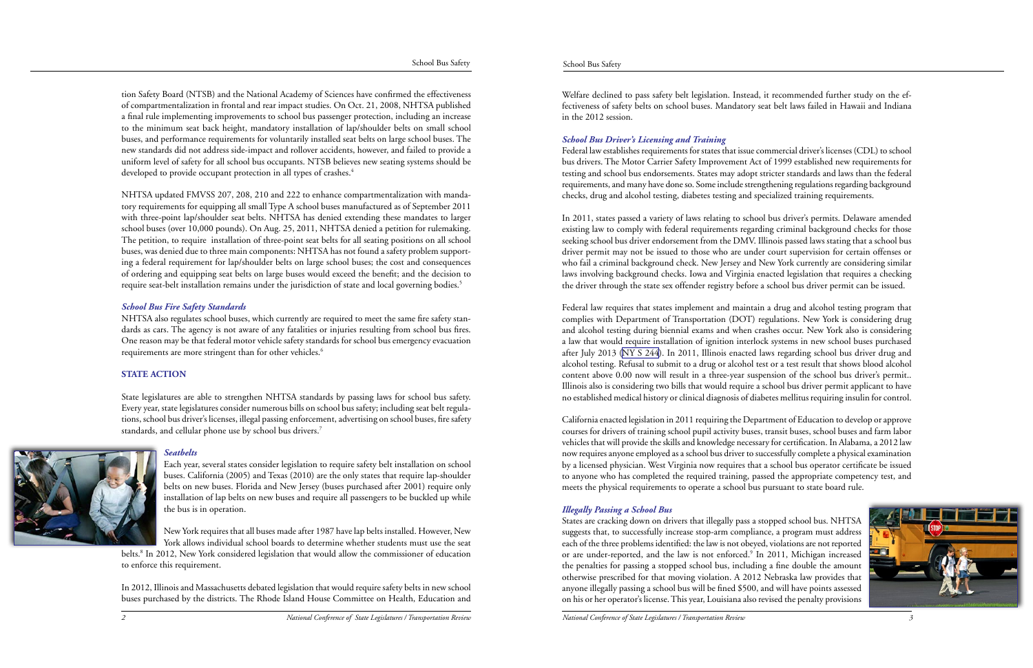tion Safety Board (NTSB) and the National Academy of Sciences have confirmed the effectiveness of compartmentalization in frontal and rear impact studies. On Oct. 21, 2008, NHTSA published a final rule implementing improvements to school bus passenger protection, including an increase to the minimum seat back height, mandatory installation of lap/shoulder belts on small school buses, and performance requirements for voluntarily installed seat belts on large school buses. The new standards did not address side-impact and rollover accidents, however, and failed to provide a uniform level of safety for all school bus occupants. NTSB believes new seating systems should be developed to provide occupant protection in all types of crashes.[4]

NHTSA updated FMVSS 207, 208, 210 and 222 to enhance compartmentalization with mandatory requirements for equipping all small Type A school buses manufactured as of September 2011 with three-point lap/shoulder seat belts. NHTSA has denied extending these mandates to larger school buses (over 10,000 pounds). On Aug. 25, 2011, NHTSA denied a petition for rulemaking. The petition, to require installation of three-point seat belts for all seating positions on all school buses, was denied due to three main components: NHTSA has not found a safety problem supporting a federal requirement for lap/shoulder belts on large school buses; the cost and consequences of ordering and equipping seat belts on large buses would exceed the benefit; and the decision to require seat-belt installation remains under the jurisdiction of state and local governing bodies.[5]

### *School Bus Fire Safety Standards*

NHTSA also regulates school buses, which currently are required to meet the same fire safety standards as cars. The agency is not aware of any fatalities or injuries resulting from school bus fires. One reason may be that federal motor vehicle safety standards for school bus emergency evacuation requirements are more stringent than for other vehicles.[6]

## STATE ACTION

State legislatures are able to strengthen NHTSA standards by passing laws for school bus safety. Every year, state legislatures consider numerous bills on school bus safety; including seat belt regulations, school bus driver's licenses, illegal passing enforcement, advertising on school buses, fire safety standards, and cellular phone use by school bus drivers.[7]

### *Seatbelts*

Each year, several states consider legislation to require safety belt installation on school buses. California (2005) and Texas (2010) are the only states that require lap-shoulder belts on new buses. Florida and New Jersey (buses purchased after 2001) require only installation of lap belts on new buses and require all passengers to be buckled up while the bus is in operation.

New York requires that all buses made after 1987 have lap belts installed. However, New York allows individual school boards to determine whether students must use the seat belts.[8] In 2012, New York considered legislation that would allow the commissioner of education to enforce this requirement.

In 2012, Illinois and Massachusetts debated legislation that would require safety belts in new school buses purchased by the districts. The Rhode Island House Committee on Health, Education and Welfare declined to pass safety belt legislation. Instead, it recommended further study on the effectiveness of safety belts on school buses. Mandatory seat belt laws failed in Hawaii and Indiana in the 2012 session.

### *School Bus Driver's Licensing and Training*

Federal law establishes requirements for states that issue commercial driver's licenses (CDL) to school bus drivers. The Motor Carrier Safety Improvement Act of 1999 established new requirements for testing and school bus endorsements. States may adopt stricter standards and laws than the federal requirements, and many have done so. Some include strengthening regulations regarding background checks, drug and alcohol testing, diabetes testing and specialized training requirements.

In 2011, states passed a variety of laws relating to school bus driver's permits. Delaware amended existing law to comply with federal requirements regarding criminal background checks for those seeking school bus driver endorsement from the DMV. Illinois passed laws stating that a school bus driver permit may not be issued to those who are under court supervision for certain offenses or who fail a criminal background check. New Jersey and New York currently are considering similar laws involving background checks. Iowa and Virginia enacted legislation that requires a checking the driver through the state sex offender registry before a school bus driver permit can be issued.

Federal law requires that states implement and maintain a drug and alcohol testing program that complies with Department of Transportation (DOT) regulations. New York is considering drug and alcohol testing during biennial exams and when crashes occur. New York also is considering a law that would require installation of ignition interlock systems in new school buses purchased after July 2013 (NY S 244). In 2011, Illinois enacted laws regarding school bus driver drug and alcohol testing. Refusal to submit to a drug or alcohol test or a test result that shows blood alcohol content above 0.00 now will result in a three-year suspension of the school bus driver's permit.. Illinois also is considering two bills that would require a school bus driver permit applicant to have no established medical history or clinical diagnosis of diabetes mellitus requiring insulin for control.

California enacted legislation in 2011 requiring the Department of Education to develop or approve courses for drivers of training school pupil activity buses, transit buses, school buses and farm labor vehicles that will provide the skills and knowledge necessary for certification. In Alabama, a 2012 law now requires anyone employed as a school bus driver to successfully complete a physical examination by a licensed physician. West Virginia now requires that a school bus operator certificate be issued to anyone who has completed the required training, passed the appropriate competency test, and meets the physical requirements to operate a school bus pursuant to state board rule.

### *Illegally Passing a School Bus*

States are cracking down on drivers that illegally pass a stopped school bus. NHTSA suggests that, to successfully increase stop-arm compliance, a program must address each of the three problems identified: the law is not obeyed, violations are not reported or are under-reported, and the law is not enforced.[9] In 2011, Michigan increased the penalties for passing a stopped school bus, including a fine double the amount otherwise prescribed for that moving violation. A 2012 Nebraska law provides that anyone illegally passing a school bus will be fined $500, and will have points assessed on his or her operator's license. This year, Louisiana also revised the penalty provisions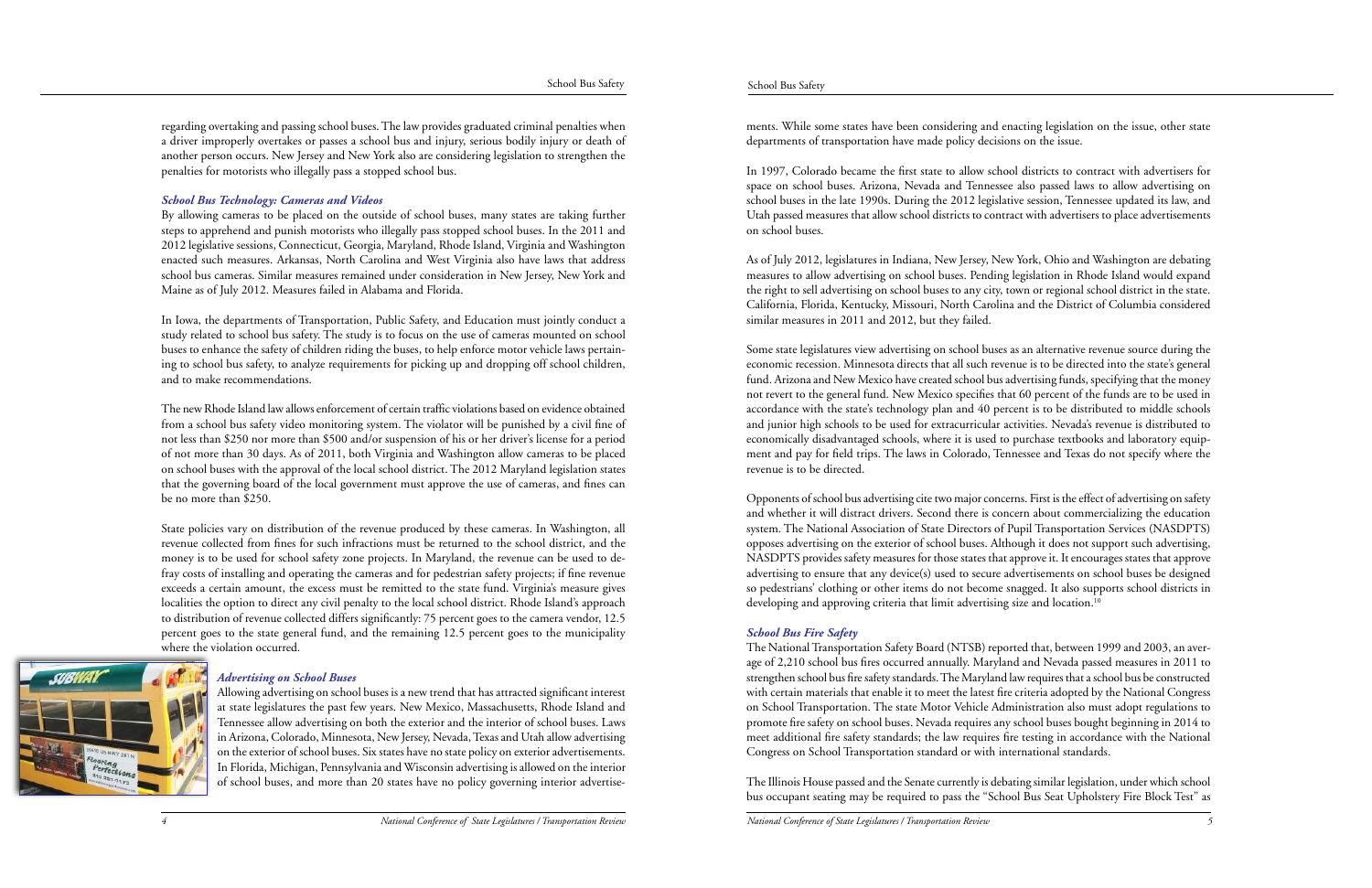regarding overtaking and passing school buses. The law provides graduated criminal penalties when a driver improperly overtakes or passes a school bus and injury, serious bodily injury or death of another person occurs. New Jersey and New York also are considering legislation to strengthen the penalties for motorists who illegally pass a stopped school bus.

### *School Bus Technology: Cameras and Videos*

By allowing cameras to be placed on the outside of school buses, many states are taking further steps to apprehend and punish motorists who illegally pass stopped school buses. In the 2011 and 2012 legislative sessions, Connecticut, Georgia, Maryland, Rhode Island, Virginia and Washington enacted such measures. Arkansas, North Carolina and West Virginia also have laws that address school bus cameras. Similar measures remained under consideration in New Jersey, New York and Maine as of July 2012. Measures failed in Alabama and Florida.

In Iowa, the departments of Transportation, Public Safety, and Education must jointly conduct a study related to school bus safety. The study is to focus on the use of cameras mounted on school buses to enhance the safety of children riding the buses, to help enforce motor vehicle laws pertaining to school bus safety, to analyze requirements for picking up and dropping off school children, and to make recommendations.

The new Rhode Island law allows enforcement of certain traffic violations based on evidence obtained from a school bus safety video monitoring system. The violator will be punished by a civil fine of not less than $250 nor more than $500 and/or suspension of his or her driver's license for a period of not more than 30 days. As of 2011, both Virginia and Washington allow cameras to be placed on school buses with the approval of the local school district. The 2012 Maryland legislation states that the governing board of the local government must approve the use of cameras, and fines can be no more than $250.

State policies vary on distribution of the revenue produced by these cameras. In Washington, all revenue collected from fines for such infractions must be returned to the school district, and the money is to be used for school safety zone projects. In Maryland, the revenue can be used to defray costs of installing and operating the cameras and for pedestrian safety projects; if fine revenue exceeds a certain amount, the excess must be remitted to the state fund. Virginia's measure gives localities the option to direct any civil penalty to the local school district. Rhode Island's approach to distribution of revenue collected differs significantly: 75 percent goes to the camera vendor, 12.5 percent goes to the state general fund, and the remaining 12.5 percent goes to the municipality where the violation occurred.

### *Advertising on School Buses*

Allowing advertising on school buses is a new trend that has attracted significant interest at state legislatures the past few years. New Mexico, Massachusetts, Rhode Island and Tennessee allow advertising on both the exterior and the interior of school buses. Laws in Arizona, Colorado, Minnesota, New Jersey, Nevada, Texas and Utah allow advertising on the exterior of school buses. Six states have no state policy on exterior advertisements. In Florida, Michigan, Pennsylvania and Wisconsin advertising is allowed on the interior of school buses, and more than 20 states have no policy governing interior advertisements. While some states have been considering and enacting legislation on the issue, other state departments of transportation have made policy decisions on the issue.

In 1997, Colorado became the first state to allow school districts to contract with advertisers for space on school buses. Arizona, Nevada and Tennessee also passed laws to allow advertising on school buses in the late 1990s. During the 2012 legislative session, Tennessee updated its law, and Utah passed measures that allow school districts to contract with advertisers to place advertisements on school buses.

As of July 2012, legislatures in Indiana, New Jersey, New York, Ohio and Washington are debating measures to allow advertising on school buses. Pending legislation in Rhode Island would expand the right to sell advertising on school buses to any city, town or regional school district in the state. California, Florida, Kentucky, Missouri, North Carolina and the District of Columbia considered similar measures in 2011 and 2012, but they failed.

Some state legislatures view advertising on school buses as an alternative revenue source during the economic recession. Minnesota directs that all such revenue is to be directed into the state's general fund. Arizona and New Mexico have created school bus advertising funds, specifying that the money not revert to the general fund. New Mexico specifies that 60 percent of the funds are to be used in accordance with the state's technology plan and 40 percent is to be distributed to middle schools and junior high schools to be used for extracurricular activities. Nevada's revenue is distributed to economically disadvantaged schools, where it is used to purchase textbooks and laboratory equipment and pay for field trips. The laws in Colorado, Tennessee and Texas do not specify where the revenue is to be directed.

Opponents of school bus advertising cite two major concerns. First is the effect of advertising on safety and whether it will distract drivers. Second there is concern about commercializing the education system. The National Association of State Directors of Pupil Transportation Services (NASDPTS) opposes advertising on the exterior of school buses. Although it does not support such advertising, NASDPTS provides safety measures for those states that approve it. It encourages states that approve advertising to ensure that any device(s) used to secure advertisements on school buses be designed so pedestrians' clothing or other items do not become snagged. It also supports school districts in developing and approving criteria that limit advertising size and location.[10]

### *School Bus Fire Safety*

The National Transportation Safety Board (NTSB) reported that, between 1999 and 2003, an average of 2,210 school bus fires occurred annually. Maryland and Nevada passed measures in 2011 to strengthen school bus fire safety standards. The Maryland law requires that a school bus be constructed with certain materials that enable it to meet the latest fire criteria adopted by the National Congress on School Transportation. The state Motor Vehicle Administration also must adopt regulations to promote fire safety on school buses. Nevada requires any school buses bought beginning in 2014 to meet additional fire safety standards; the law requires fire testing in accordance with the National Congress on School Transportation standard or with international standards.

The Illinois House passed and the Senate currently is debating similar legislation, under which school bus occupant seating may be required to pass the "School Bus Seat Upholstery Fire Block Test" as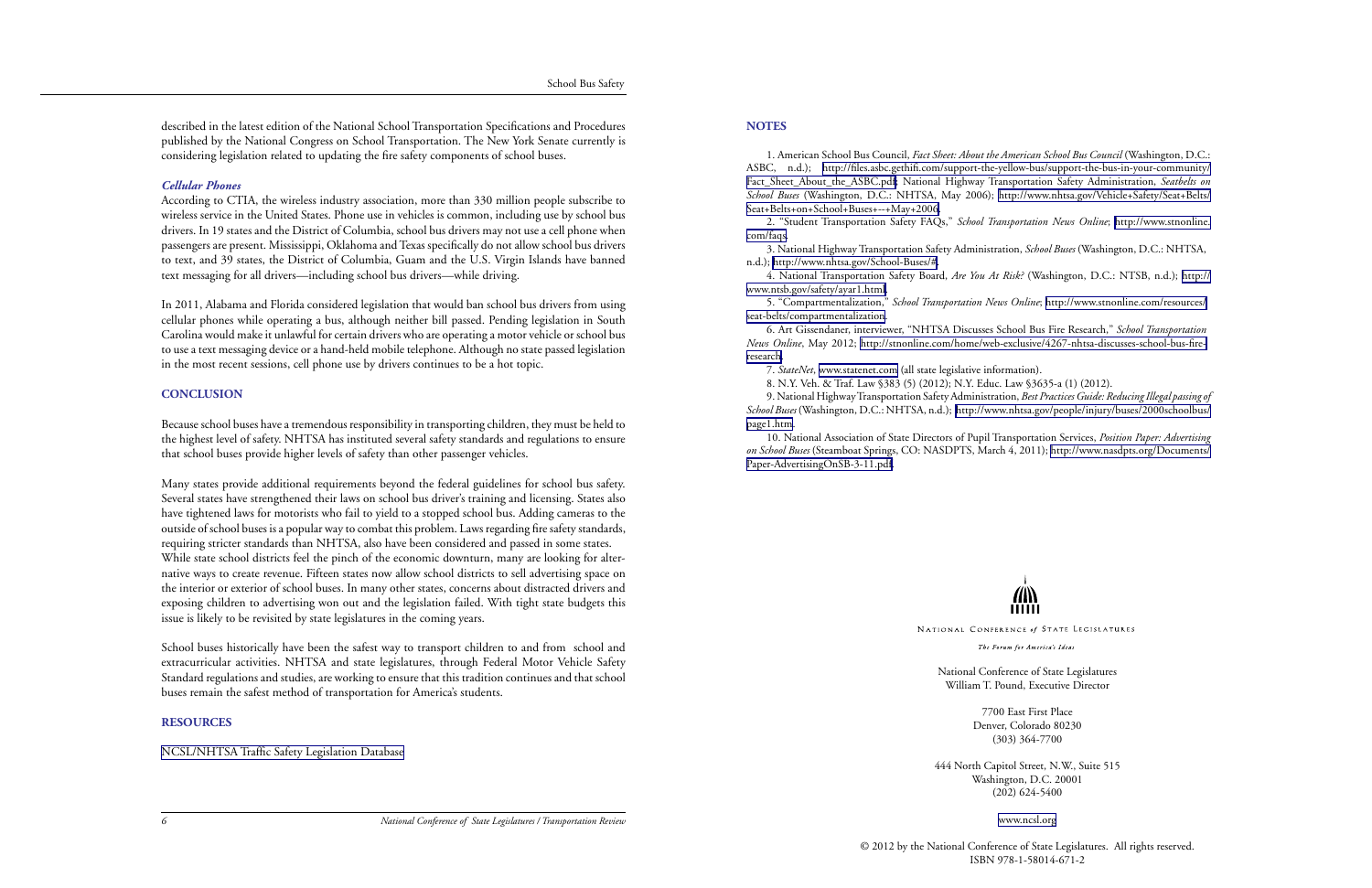described in the latest edition of the National School Transportation Specifications and Procedures published by the National Congress on School Transportation. The New York Senate currently is considering legislation related to updating the fire safety components of school buses.

### *Cellular Phones*

According to CTIA, the wireless industry association, more than 330 million people subscribe to wireless service in the United States. Phone use in vehicles is common, including use by school bus drivers. In 19 states and the District of Columbia, school bus drivers may not use a cell phone when passengers are present. Mississippi, Oklahoma and Texas specifically do not allow school bus drivers to text, and 39 states, the District of Columbia, Guam and the U.S. Virgin Islands have banned text messaging for all drivers—including school bus drivers—while driving.

In 2011, Alabama and Florida considered legislation that would ban school bus drivers from using cellular phones while operating a bus, although neither bill passed. Pending legislation in South Carolina would make it unlawful for certain drivers who are operating a motor vehicle or school bus to use a text messaging device or a hand-held mobile telephone. Although no state passed legislation in the most recent sessions, cell phone use by drivers continues to be a hot topic.

## CONCLUSION

Because school buses have a tremendous responsibility in transporting children, they must be held to the highest level of safety. NHTSA has instituted several safety standards and regulations to ensure that school buses provide higher levels of safety than other passenger vehicles.

Many states provide additional requirements beyond the federal guidelines for school bus safety. Several states have strengthened their laws on school bus driver's training and licensing. States also have tightened laws for motorists who fail to yield to a stopped school bus. Adding cameras to the outside of school buses is a popular way to combat this problem. Laws regarding fire safety standards, requiring stricter standards than NHTSA, also have been considered and passed in some states.

While state school districts feel the pinch of the economic downturn, many are looking for alternative ways to create revenue. Fifteen states now allow school districts to sell advertising space on the interior or exterior of school buses. In many other states, concerns about distracted drivers and exposing children to advertising won out and the legislation failed. With tight state budgets this issue is likely to be revisited by state legislatures in the coming years.

School buses historically have been the safest way to transport children to and from school and extracurricular activities. NHTSA and state legislatures, through Federal Motor Vehicle Safety Standard regulations and studies, are working to ensure that this tradition continues and that school buses remain the safest method of transportation for America's students.

## RESOURCES

NCSL/NHTSA Traffic Safety Legislation Database

## NOTES

1. American School Bus Council, *Fact Sheet: About the American School Bus Council* (Washington, D.C.: ASBC, n.d.); http://files.asbc.gethifi.com/support-the-yellow-bus/support-the-bus-in-your-community/Fact_Sheet_About_the_ASBC.pdf; National Highway Transportation Safety Administration, *Seatbelts on School Buses* (Washington, D.C.: NHTSA, May 2006); http://www.nhtsa.gov/Vehicle+Safety/Seat+Belts/Seat+Belts+on+School+Buses+--+May+2006.

2. "Student Transportation Safety FAQs," *School Transportation News Online*; http://www.stnonline.com/faqs.

3. National Highway Transportation Safety Administration, *School Buses* (Washington, D.C.: NHTSA, n.d.); http://www.nhtsa.gov/School-Buses/#.

4. National Transportation Safety Board, *Are You At Risk?* (Washington, D.C.: NTSB, n.d.); http://www.ntsb.gov/safety/ayar1.html.

5. "Compartmentalization," *School Transportation News Online*; http://www.stnonline.com/resources/seat-belts/compartmentalization.

6. Art Gissendaner, interviewer, "NHTSA Discusses School Bus Fire Research," *School Transportation News Online*, May 2012; http://stnonline.com/home/web-exclusive/4267-nhtsa-discusses-school-bus-fire-research.

7. *StateNet*, www.statenet.com (all state legislative information).

8. N.Y. Veh. & Traf. Law §383 (5) (2012); N.Y. Educ. Law §3635-a (1) (2012).

9. National Highway Transportation Safety Administration, *Best Practices Guide: Reducing Illegal passing of School Buses* (Washington, D.C.: NHTSA, n.d.); http://www.nhtsa.gov/people/injury/buses/2000schoolbus/page1.htm.

10. National Association of State Directors of Pupil Transportation Services, *Position Paper: Advertising on School Buses* (Steamboat Springs, CO: NASDPTS, March 4, 2011); http://www.nasdpts.org/Documents/Paper-AdvertisingOnSB-3-11.pdf.

National Conference *of* State Legislatures

*The Forum for America's Ideas*

National Conference of State Legislatures
William T. Pound, Executive Director

7700 East First Place
Denver, Colorado 80230
(303) 364-7700

444 North Capitol Street, N.W., Suite 515
Washington, D.C. 20001
(202) 624-5400

www.ncsl.org

© 2012 by the National Conference of State Legislatures. All rights reserved.
ISBN 978-1-58014-671-2